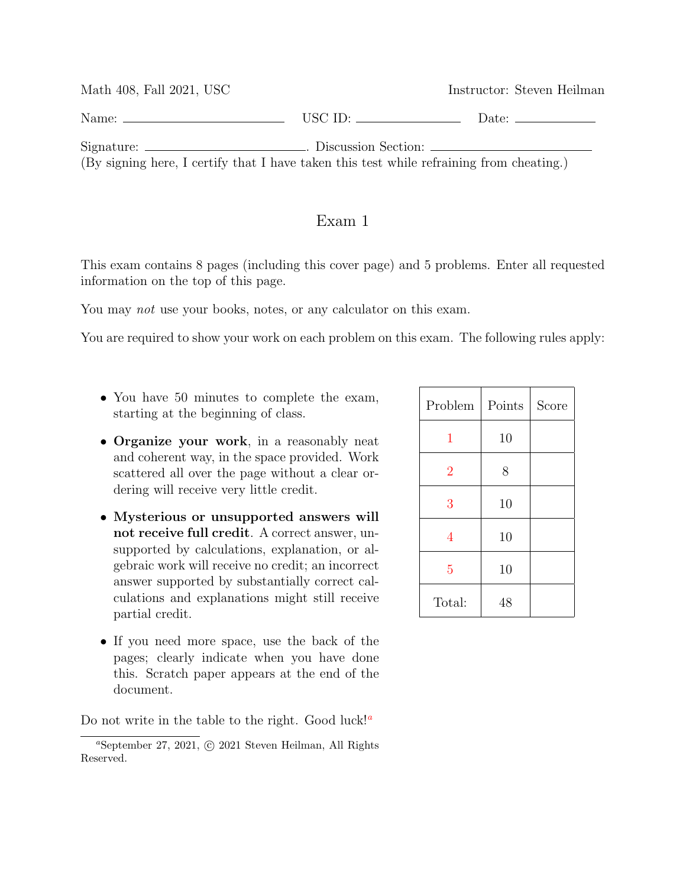Math 408, Fall 2021, USC　　　　　　　　　　　　　　　　　　　　Instructor: Steven Heilman

Name: ________________________ USC ID: ______________ Date: ____________

Signature: ________________________. Discussion Section: ________________________

(By signing here, I certify that I have taken this test while refraining from cheating.)

# Exam 1

This exam contains 8 pages (including this cover page) and 5 problems. Enter all requested information on the top of this page.

You may *not* use your books, notes, or any calculator on this exam.

You are required to show your work on each problem on this exam. The following rules apply:

- You have 50 minutes to complete the exam, starting at the beginning of class.
- **Organize your work**, in a reasonably neat and coherent way, in the space provided. Work scattered all over the page without a clear ordering will receive very little credit.
- **Mysterious or unsupported answers will not receive full credit**. A correct answer, unsupported by calculations, explanation, or algebraic work will receive no credit; an incorrect answer supported by substantially correct calculations and explanations might still receive partial credit.
- If you need more space, use the back of the pages; clearly indicate when you have done this. Scratch paper appears at the end of the document.

| Problem | Points | Score |
|---|---|---|
| 1 | 10 | |
| 2 | 8 | |
| 3 | 10 | |
| 4 | 10 | |
| 5 | 10 | |
| Total: | 48 | |

Do not write in the table to the right. Good luck![a]

[a] September 27, 2021, © 2021 Steven Heilman, All Rights Reserved.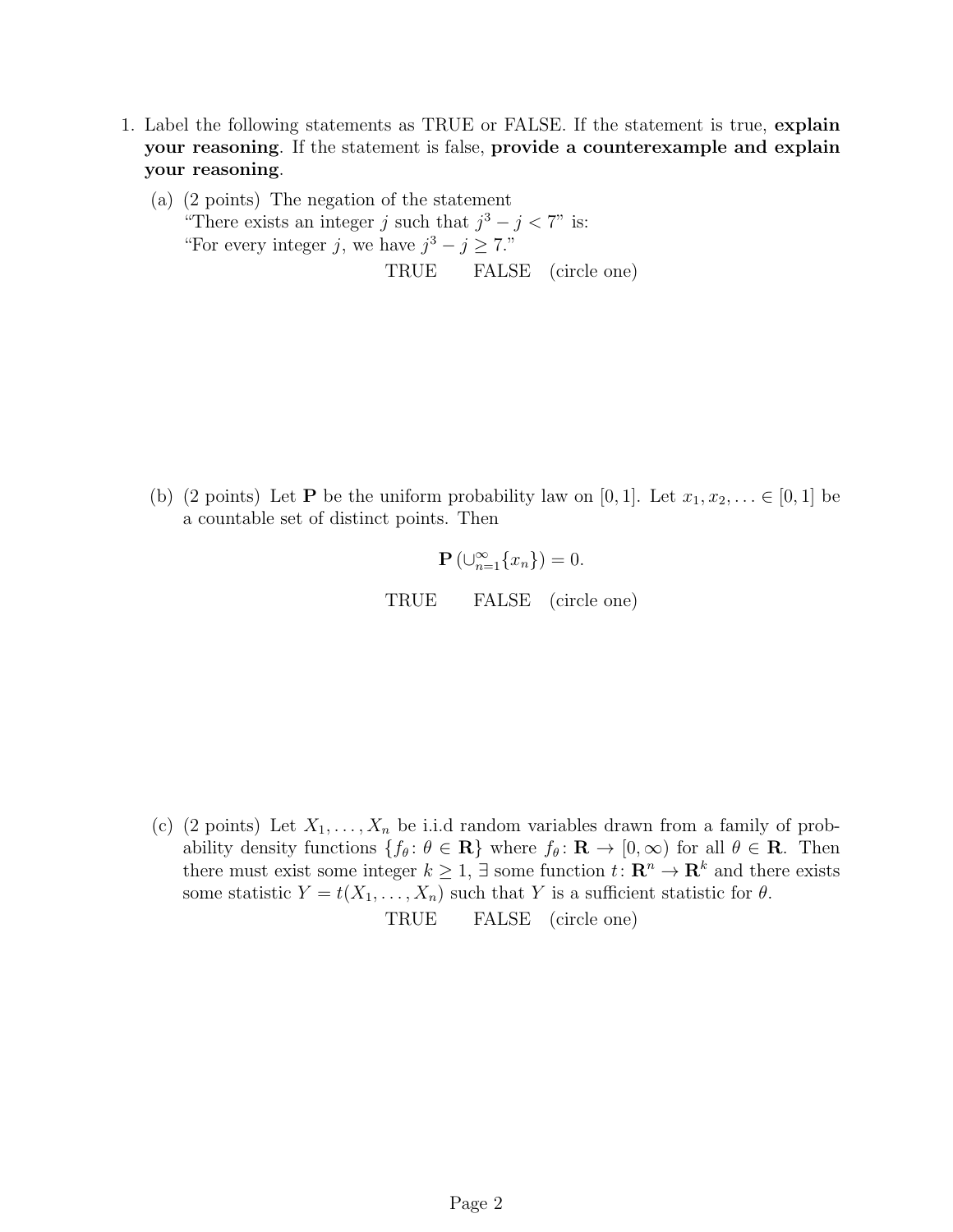1. Label the following statements as TRUE or FALSE. If the statement is true, **explain your reasoning**. If the statement is false, **provide a counterexample and explain your reasoning**.

   (a) (2 points) The negation of the statement
   "There exists an integer $j$ such that $j^3 - j < 7$" is:
   "For every integer $j$, we have $j^3 - j \geq 7$."

   TRUE FALSE (circle one)

   (b) (2 points) Let $\mathbf{P}$ be the uniform probability law on $[0, 1]$. Let $x_1, x_2, \ldots \in [0, 1]$ be a countable set of distinct points. Then

   $$\mathbf{P}\left(\cup_{n=1}^{\infty}\{x_n\}\right) = 0.$$

   TRUE FALSE (circle one)

   (c) (2 points) Let $X_1, \ldots, X_n$ be i.i.d random variables drawn from a family of probability density functions $\{f_\theta : \theta \in \mathbf{R}\}$ where $f_\theta : \mathbf{R} \to [0, \infty)$ for all $\theta \in \mathbf{R}$. Then there must exist some integer $k \geq 1$, $\exists$ some function $t : \mathbf{R}^n \to \mathbf{R}^k$ and there exists some statistic $Y = t(X_1, \ldots, X_n)$ such that $Y$ is a sufficient statistic for $\theta$.

   TRUE FALSE (circle one)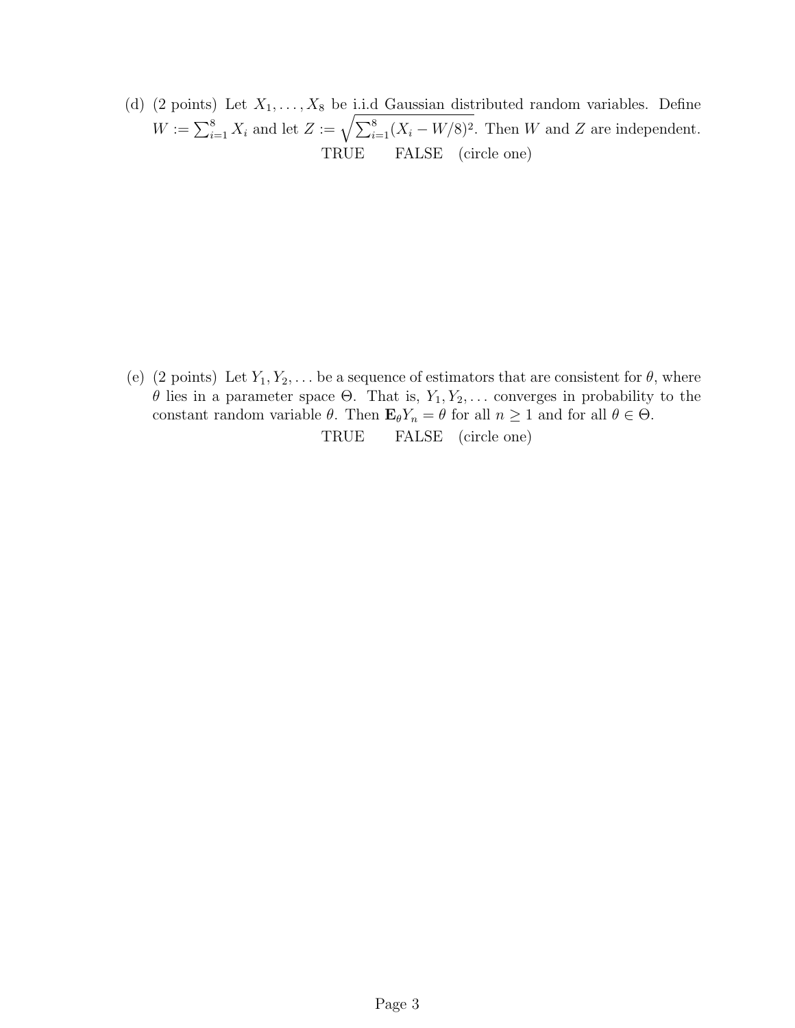(d) (2 points) Let $X_1, \ldots, X_8$ be i.i.d Gaussian distributed random variables. Define $W := \sum_{i=1}^{8} X_i$ and let $Z := \sqrt{\sum_{i=1}^{8}(X_i - W/8)^2}$. Then $W$ and $Z$ are independent.

TRUE FALSE (circle one)

(e) (2 points) Let $Y_1, Y_2, \ldots$ be a sequence of estimators that are consistent for $\theta$, where $\theta$ lies in a parameter space $\Theta$. That is, $Y_1, Y_2, \ldots$ converges in probability to the constant random variable $\theta$. Then $\mathbf{E}_\theta Y_n = \theta$ for all $n \geq 1$ and for all $\theta \in \Theta$.

TRUE FALSE (circle one)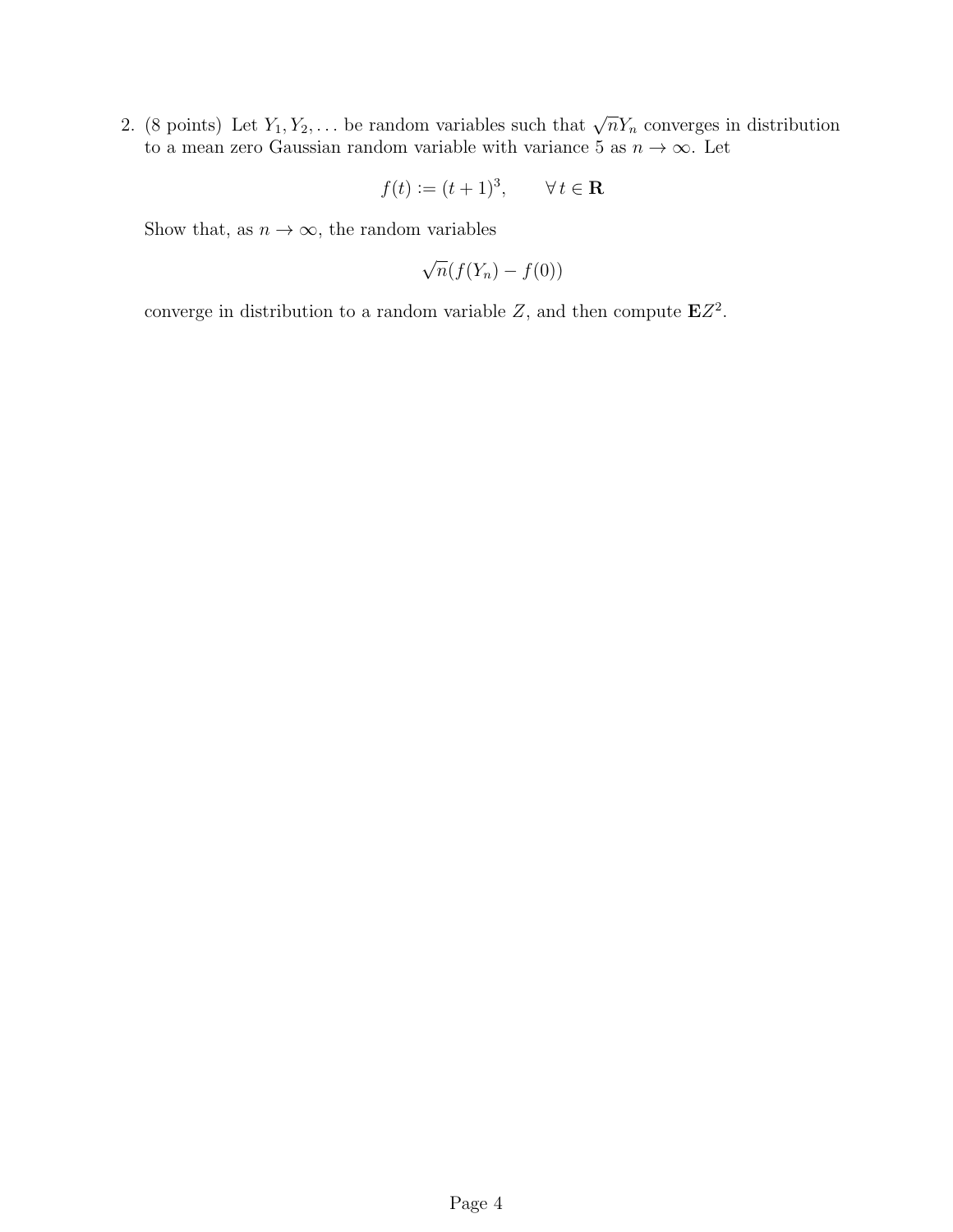2. (8 points) Let $Y_1, Y_2, \ldots$ be random variables such that $\sqrt{n}Y_n$ converges in distribution to a mean zero Gaussian random variable with variance 5 as $n \to \infty$. Let

$$f(t) := (t+1)^3, \qquad \forall\, t \in \mathbf{R}$$

Show that, as $n \to \infty$, the random variables

$$\sqrt{n}(f(Y_n) - f(0))$$

converge in distribution to a random variable $Z$, and then compute $\mathbf{E}Z^2$.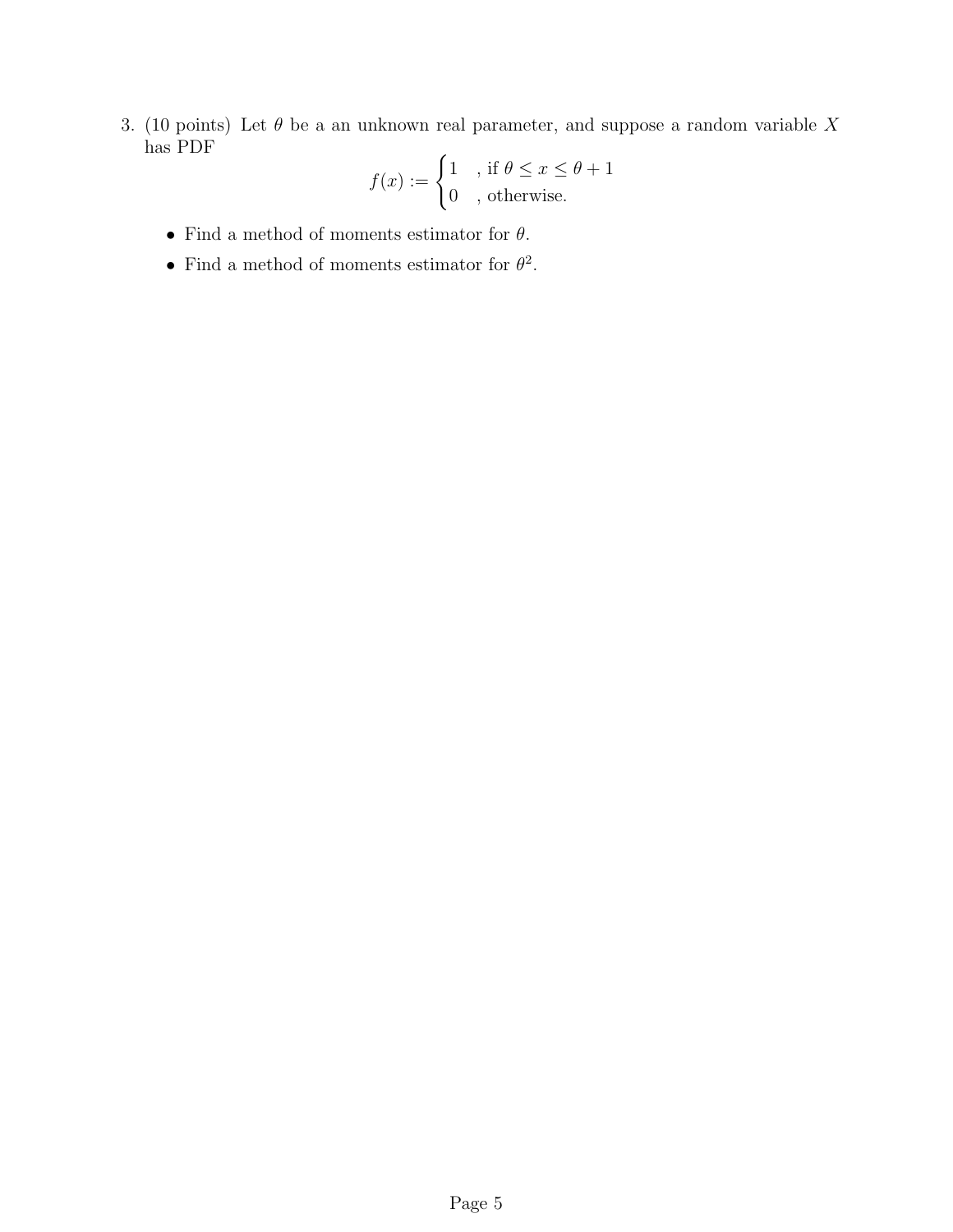3. (10 points) Let $\theta$ be a an unknown real parameter, and suppose a random variable $X$ has PDF

$$f(x) := \begin{cases} 1 & \text{, if } \theta \leq x \leq \theta + 1 \\ 0 & \text{, otherwise.} \end{cases}$$

- Find a method of moments estimator for $\theta$.
- Find a method of moments estimator for $\theta^2$.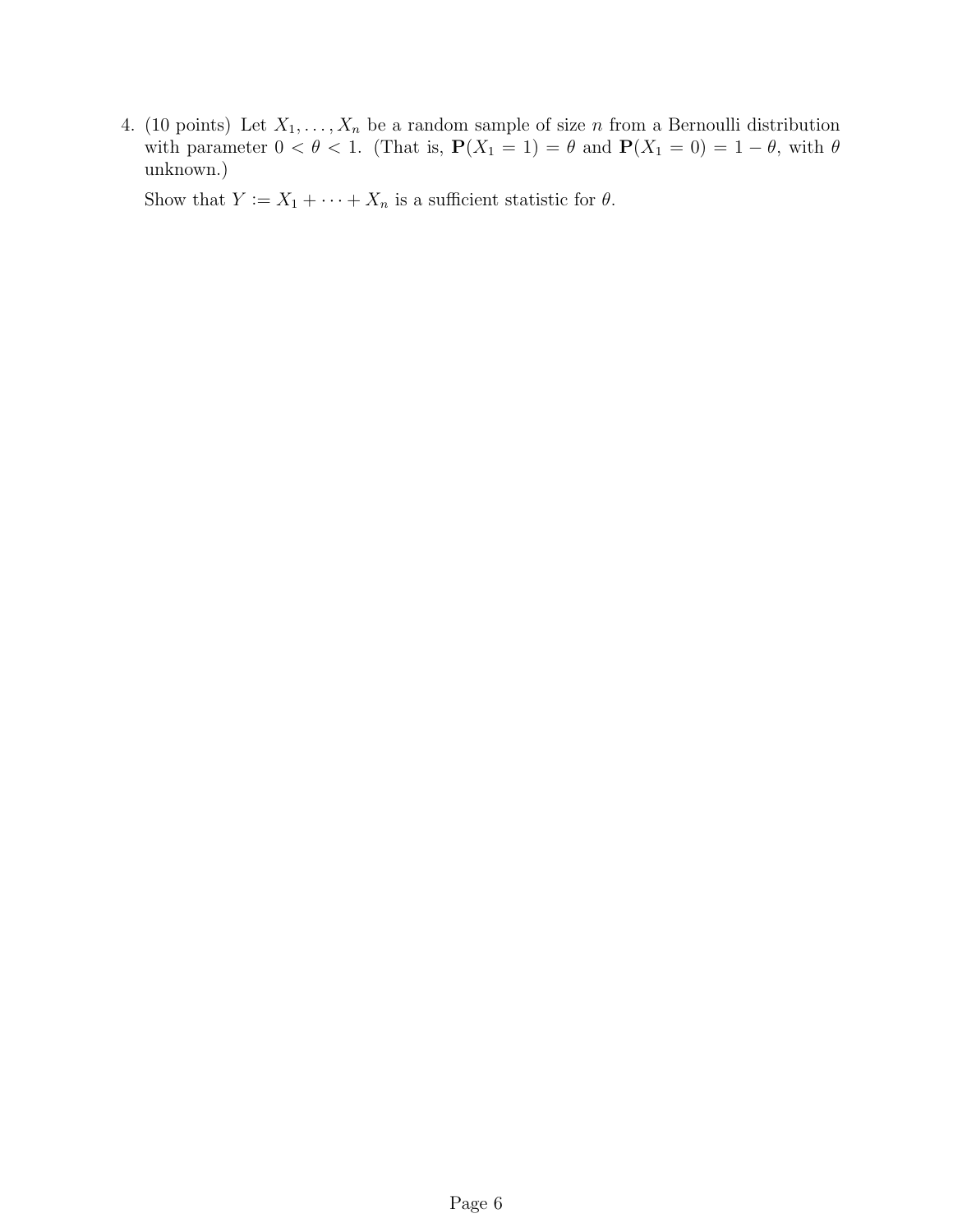4. (10 points) Let $X_1, \ldots, X_n$ be a random sample of size $n$ from a Bernoulli distribution with parameter $0 < \theta < 1$. (That is, $\mathbf{P}(X_1 = 1) = \theta$ and $\mathbf{P}(X_1 = 0) = 1 - \theta$, with $\theta$ unknown.)

   Show that $Y := X_1 + \cdots + X_n$ is a sufficient statistic for $\theta$.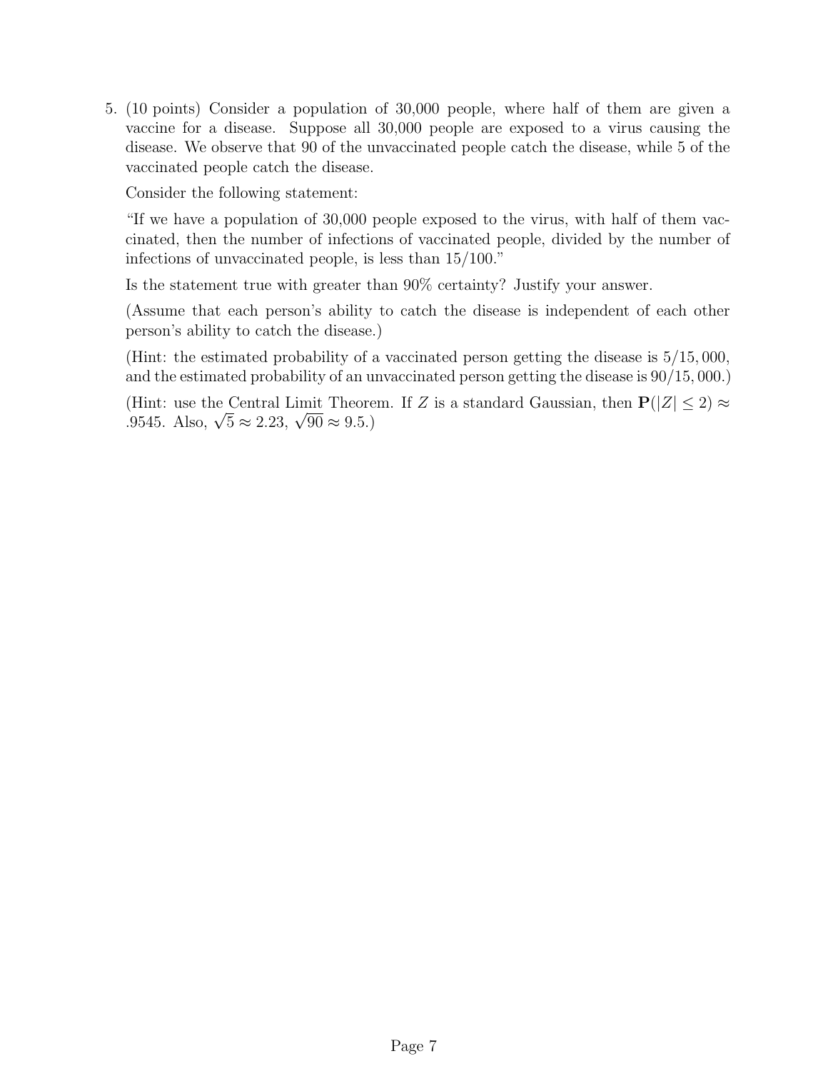5. (10 points) Consider a population of 30,000 people, where half of them are given a vaccine for a disease. Suppose all 30,000 people are exposed to a virus causing the disease. We observe that 90 of the unvaccinated people catch the disease, while 5 of the vaccinated people catch the disease.

   Consider the following statement:

   "If we have a population of 30,000 people exposed to the virus, with half of them vaccinated, then the number of infections of vaccinated people, divided by the number of infections of unvaccinated people, is less than 15/100."

   Is the statement true with greater than 90% certainty? Justify your answer.

   (Assume that each person's ability to catch the disease is independent of each other person's ability to catch the disease.)

   (Hint: the estimated probability of a vaccinated person getting the disease is $5/15,000$, and the estimated probability of an unvaccinated person getting the disease is $90/15,000$.)

   (Hint: use the Central Limit Theorem. If $Z$ is a standard Gaussian, then $\mathbf{P}(|Z| \leq 2) \approx .9545$. Also, $\sqrt{5} \approx 2.23$, $\sqrt{90} \approx 9.5$.)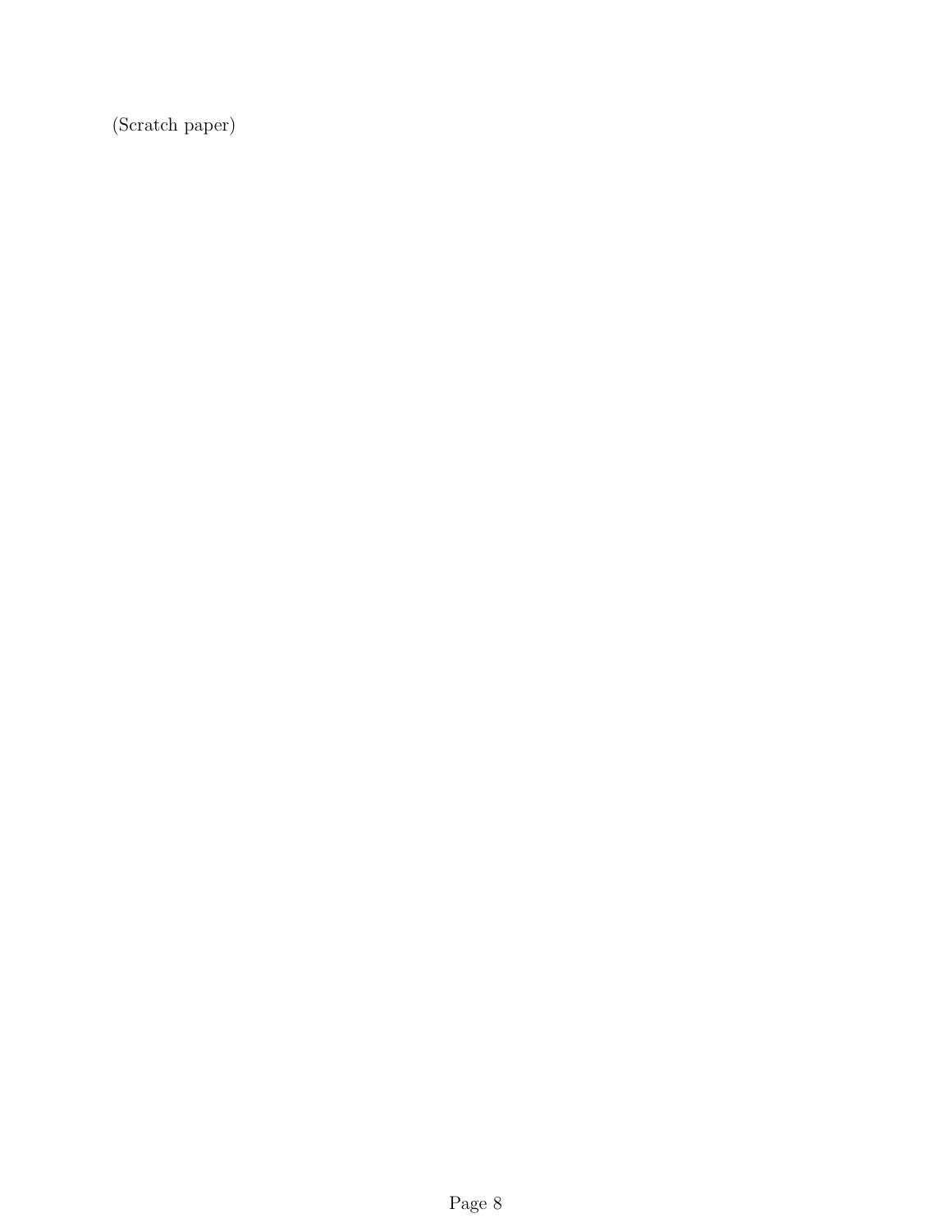(Scratch paper)